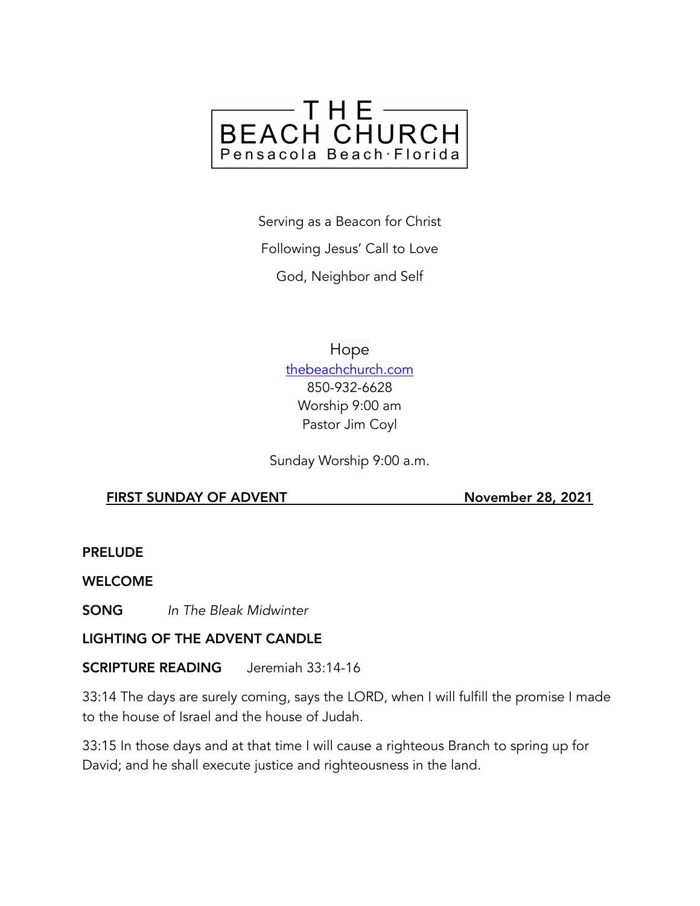# THE BEACH CHURCH

Pensacola Beach · Florida

Serving as a Beacon for Christ

Following Jesus' Call to Love

God, Neighbor and Self

Hope

[thebeachchurch.com](http://thebeachchurch.com)

850-932-6628

Worship 9:00 am

Pastor Jim Coyl

Sunday Worship 9:00 a.m.

**FIRST SUNDAY OF ADVENT** **November 28, 2021**

**PRELUDE**

**WELCOME**

**SONG** *In The Bleak Midwinter*

**LIGHTING OF THE ADVENT CANDLE**

**SCRIPTURE READING** Jeremiah 33:14-16

33:14 The days are surely coming, says the LORD, when I will fulfill the promise I made to the house of Israel and the house of Judah.

33:15 In those days and at that time I will cause a righteous Branch to spring up for David; and he shall execute justice and righteousness in the land.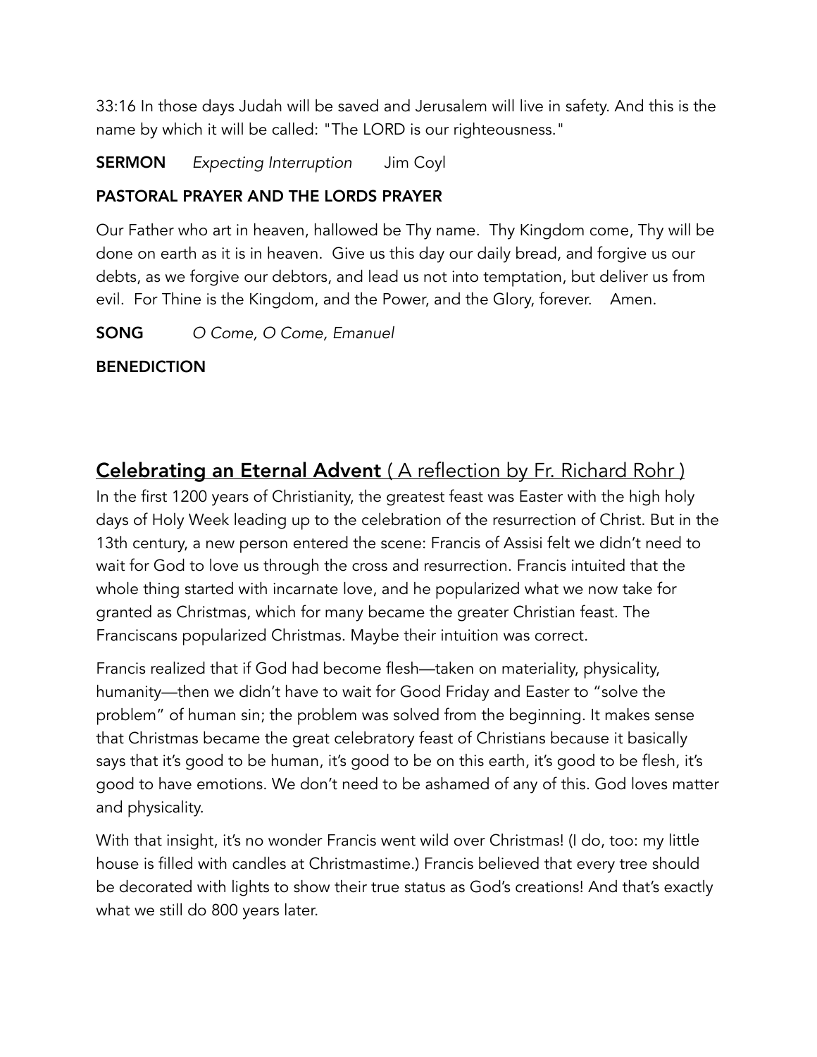33:16 In those days Judah will be saved and Jerusalem will live in safety. And this is the name by which it will be called: "The LORD is our righteousness."

**SERMON** *Expecting Interruption* Jim Coyl

**PASTORAL PRAYER AND THE LORDS PRAYER**

Our Father who art in heaven, hallowed be Thy name. Thy Kingdom come, Thy will be done on earth as it is in heaven. Give us this day our daily bread, and forgive us our debts, as we forgive our debtors, and lead us not into temptation, but deliver us from evil. For Thine is the Kingdom, and the Power, and the Glory, forever. Amen.

**SONG** *O Come, O Come, Emanuel*

**BENEDICTION**

## **Celebrating an Eternal Advent** ( A reflection by Fr. Richard Rohr )

In the first 1200 years of Christianity, the greatest feast was Easter with the high holy days of Holy Week leading up to the celebration of the resurrection of Christ. But in the 13th century, a new person entered the scene: Francis of Assisi felt we didn't need to wait for God to love us through the cross and resurrection. Francis intuited that the whole thing started with incarnate love, and he popularized what we now take for granted as Christmas, which for many became the greater Christian feast. The Franciscans popularized Christmas. Maybe their intuition was correct.

Francis realized that if God had become flesh—taken on materiality, physicality, humanity—then we didn't have to wait for Good Friday and Easter to "solve the problem" of human sin; the problem was solved from the beginning. It makes sense that Christmas became the great celebratory feast of Christians because it basically says that it's good to be human, it's good to be on this earth, it's good to be flesh, it's good to have emotions. We don't need to be ashamed of any of this. God loves matter and physicality.

With that insight, it's no wonder Francis went wild over Christmas! (I do, too: my little house is filled with candles at Christmastime.) Francis believed that every tree should be decorated with lights to show their true status as God's creations! And that's exactly what we still do 800 years later.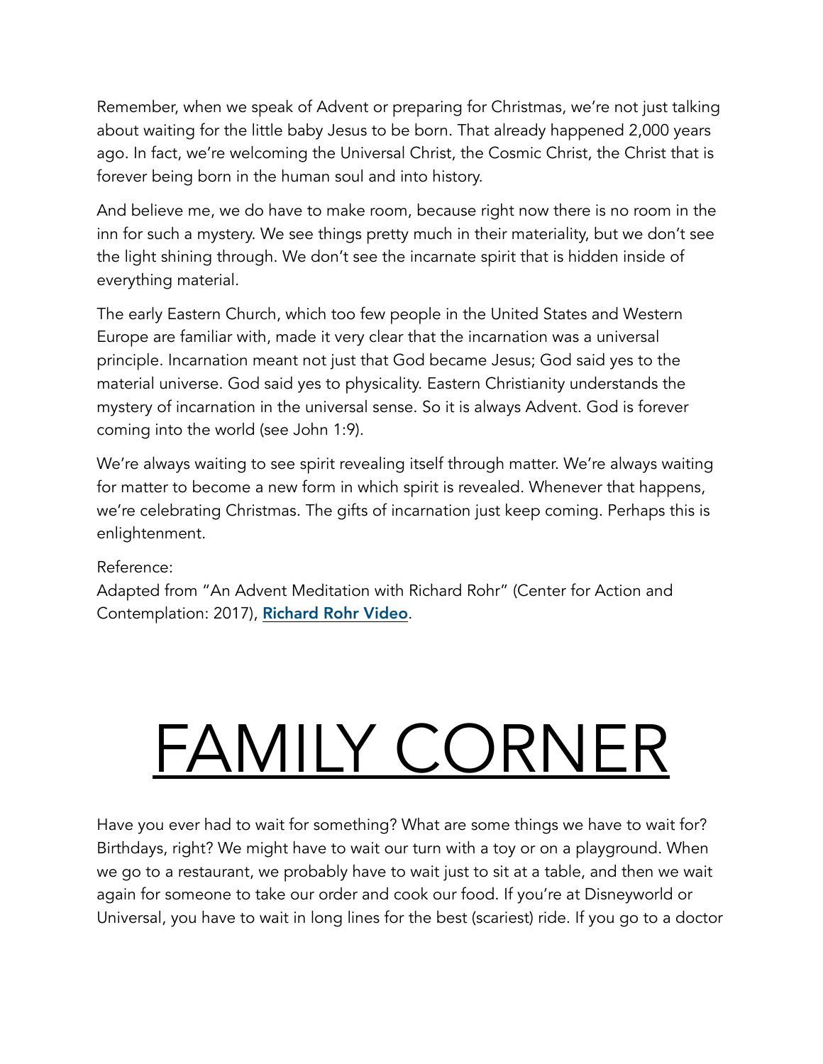Remember, when we speak of Advent or preparing for Christmas, we're not just talking about waiting for the little baby Jesus to be born. That already happened 2,000 years ago. In fact, we're welcoming the Universal Christ, the Cosmic Christ, the Christ that is forever being born in the human soul and into history.

And believe me, we do have to make room, because right now there is no room in the inn for such a mystery. We see things pretty much in their materiality, but we don't see the light shining through. We don't see the incarnate spirit that is hidden inside of everything material.

The early Eastern Church, which too few people in the United States and Western Europe are familiar with, made it very clear that the incarnation was a universal principle. Incarnation meant not just that God became Jesus; God said yes to the material universe. God said yes to physicality. Eastern Christianity understands the mystery of incarnation in the universal sense. So it is always Advent. God is forever coming into the world (see John 1:9).

We're always waiting to see spirit revealing itself through matter. We're always waiting for matter to become a new form in which spirit is revealed. Whenever that happens, we're celebrating Christmas. The gifts of incarnation just keep coming. Perhaps this is enlightenment.

Reference:
Adapted from "An Advent Meditation with Richard Rohr" (Center for Action and Contemplation: 2017), **Richard Rohr Video**.

# FAMILY CORNER

Have you ever had to wait for something? What are some things we have to wait for? Birthdays, right? We might have to wait our turn with a toy or on a playground. When we go to a restaurant, we probably have to wait just to sit at a table, and then we wait again for someone to take our order and cook our food. If you're at Disneyworld or Universal, you have to wait in long lines for the best (scariest) ride. If you go to a doctor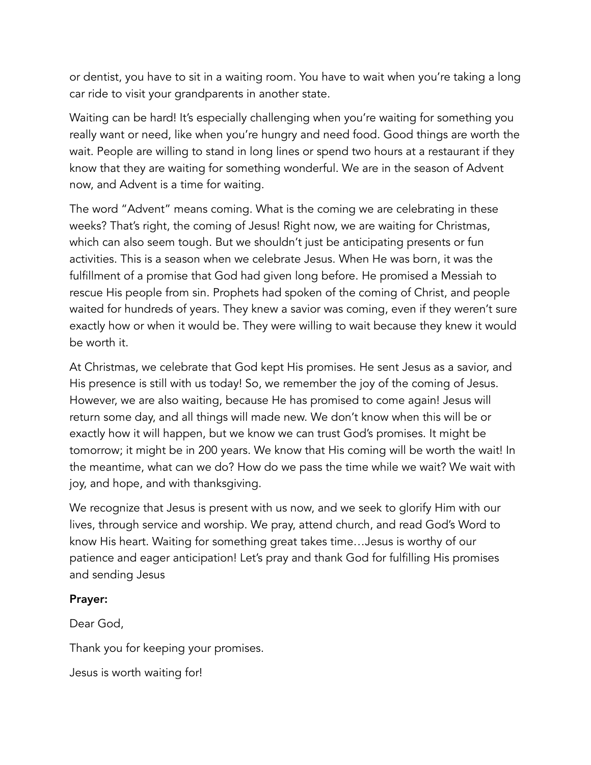or dentist, you have to sit in a waiting room. You have to wait when you're taking a long car ride to visit your grandparents in another state.

Waiting can be hard! It's especially challenging when you're waiting for something you really want or need, like when you're hungry and need food. Good things are worth the wait. People are willing to stand in long lines or spend two hours at a restaurant if they know that they are waiting for something wonderful. We are in the season of Advent now, and Advent is a time for waiting.

The word "Advent" means coming. What is the coming we are celebrating in these weeks? That's right, the coming of Jesus! Right now, we are waiting for Christmas, which can also seem tough. But we shouldn't just be anticipating presents or fun activities. This is a season when we celebrate Jesus. When He was born, it was the fulfillment of a promise that God had given long before. He promised a Messiah to rescue His people from sin. Prophets had spoken of the coming of Christ, and people waited for hundreds of years. They knew a savior was coming, even if they weren't sure exactly how or when it would be. They were willing to wait because they knew it would be worth it.

At Christmas, we celebrate that God kept His promises. He sent Jesus as a savior, and His presence is still with us today! So, we remember the joy of the coming of Jesus. However, we are also waiting, because He has promised to come again! Jesus will return some day, and all things will made new. We don't know when this will be or exactly how it will happen, but we know we can trust God's promises. It might be tomorrow; it might be in 200 years. We know that His coming will be worth the wait! In the meantime, what can we do? How do we pass the time while we wait? We wait with joy, and hope, and with thanksgiving.

We recognize that Jesus is present with us now, and we seek to glorify Him with our lives, through service and worship. We pray, attend church, and read God's Word to know His heart. Waiting for something great takes time…Jesus is worthy of our patience and eager anticipation! Let's pray and thank God for fulfilling His promises and sending Jesus

**Prayer:**

Dear God,

Thank you for keeping your promises.

Jesus is worth waiting for!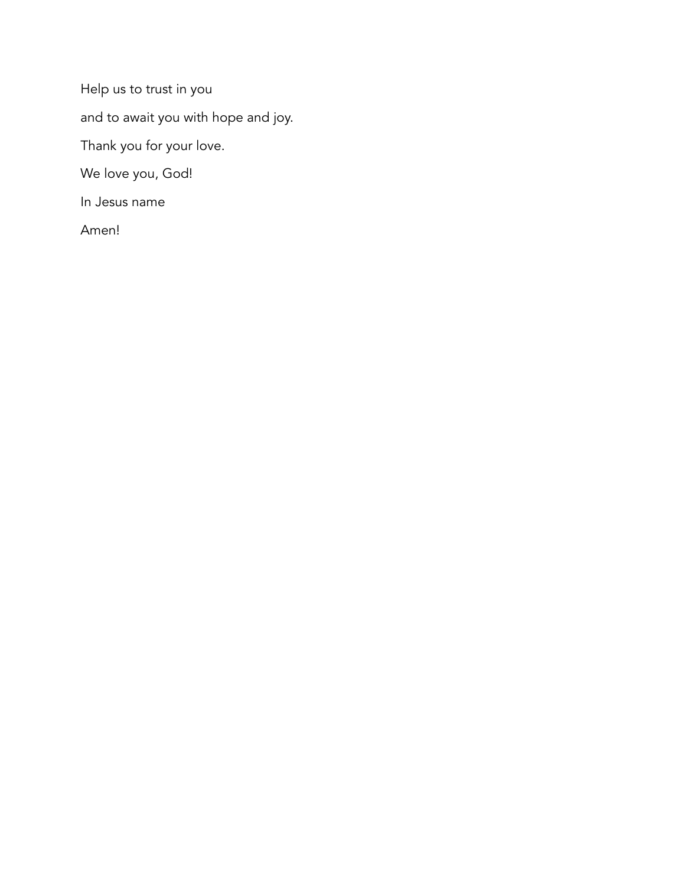Help us to trust in you

and to await you with hope and joy.

Thank you for your love.

We love you, God!

In Jesus name

Amen!